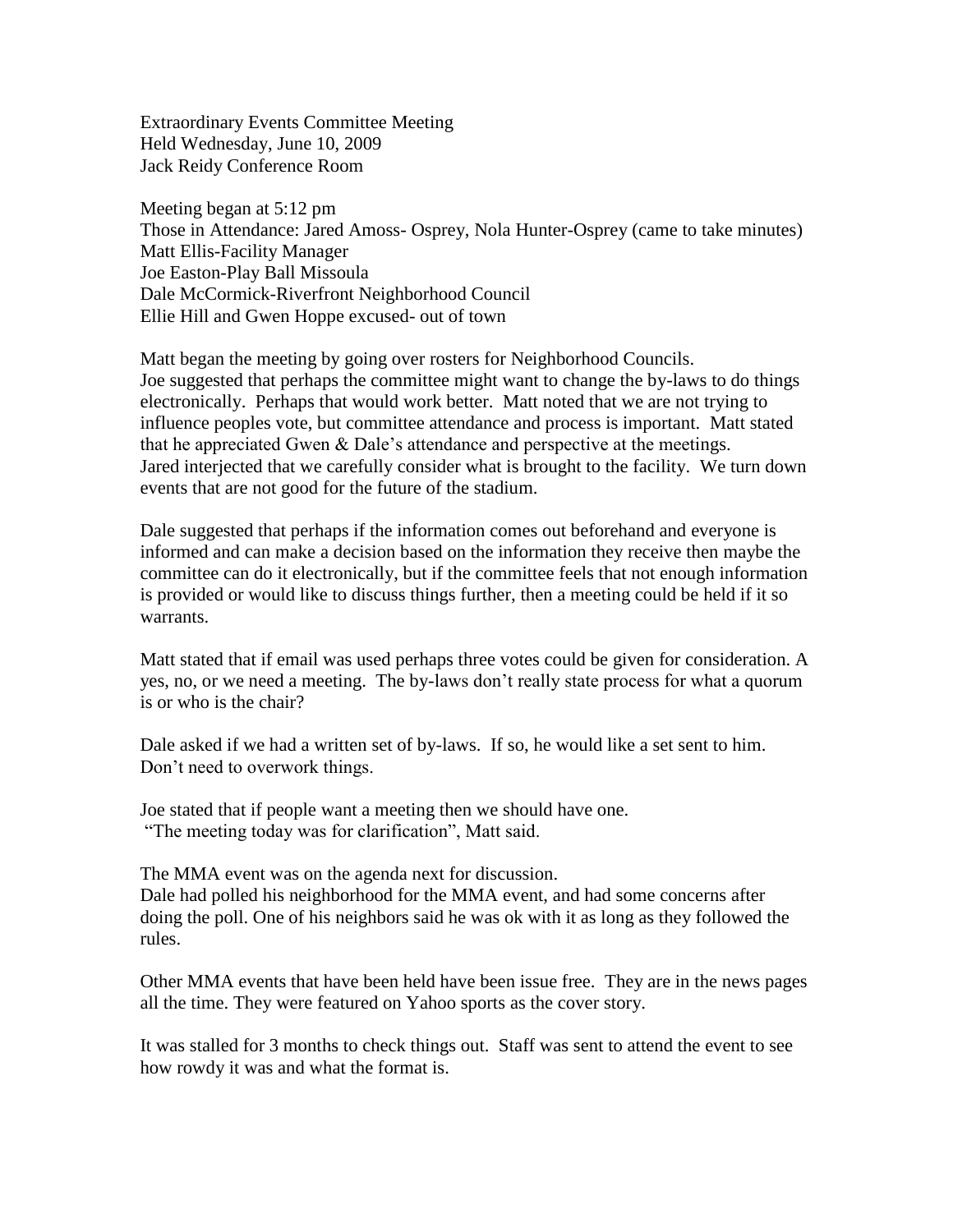Extraordinary Events Committee Meeting
Held Wednesday, June 10, 2009
Jack Reidy Conference Room

Meeting began at 5:12 pm
Those in Attendance: Jared Amoss- Osprey, Nola Hunter-Osprey (came to take minutes)
Matt Ellis-Facility Manager
Joe Easton-Play Ball Missoula
Dale McCormick-Riverfront Neighborhood Council
Ellie Hill and Gwen Hoppe excused- out of town

Matt began the meeting by going over rosters for Neighborhood Councils.
Joe suggested that perhaps the committee might want to change the by-laws to do things electronically. Perhaps that would work better. Matt noted that we are not trying to influence peoples vote, but committee attendance and process is important. Matt stated that he appreciated Gwen & Dale's attendance and perspective at the meetings.
Jared interjected that we carefully consider what is brought to the facility. We turn down events that are not good for the future of the stadium.

Dale suggested that perhaps if the information comes out beforehand and everyone is informed and can make a decision based on the information they receive then maybe the committee can do it electronically, but if the committee feels that not enough information is provided or would like to discuss things further, then a meeting could be held if it so warrants.

Matt stated that if email was used perhaps three votes could be given for consideration. A yes, no, or we need a meeting. The by-laws don't really state process for what a quorum is or who is the chair?

Dale asked if we had a written set of by-laws. If so, he would like a set sent to him. Don't need to overwork things.

Joe stated that if people want a meeting then we should have one.
"The meeting today was for clarification", Matt said.

The MMA event was on the agenda next for discussion.
Dale had polled his neighborhood for the MMA event, and had some concerns after doing the poll. One of his neighbors said he was ok with it as long as they followed the rules.

Other MMA events that have been held have been issue free. They are in the news pages all the time. They were featured on Yahoo sports as the cover story.

It was stalled for 3 months to check things out. Staff was sent to attend the event to see how rowdy it was and what the format is.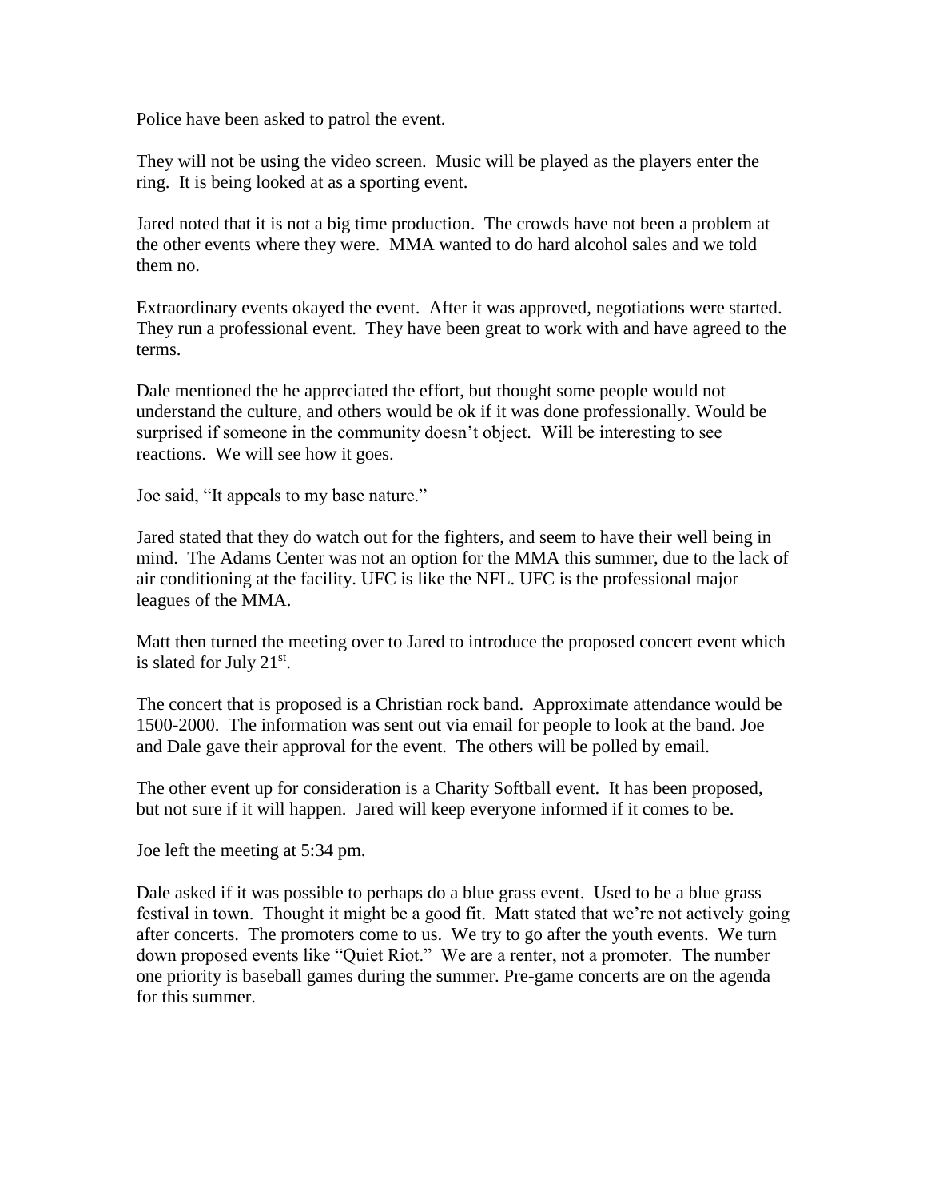Police have been asked to patrol the event.

They will not be using the video screen. Music will be played as the players enter the ring. It is being looked at as a sporting event.

Jared noted that it is not a big time production. The crowds have not been a problem at the other events where they were. MMA wanted to do hard alcohol sales and we told them no.

Extraordinary events okayed the event. After it was approved, negotiations were started. They run a professional event. They have been great to work with and have agreed to the terms.

Dale mentioned the he appreciated the effort, but thought some people would not understand the culture, and others would be ok if it was done professionally. Would be surprised if someone in the community doesn't object. Will be interesting to see reactions. We will see how it goes.

Joe said, "It appeals to my base nature."

Jared stated that they do watch out for the fighters, and seem to have their well being in mind. The Adams Center was not an option for the MMA this summer, due to the lack of air conditioning at the facility. UFC is like the NFL. UFC is the professional major leagues of the MMA.

Matt then turned the meeting over to Jared to introduce the proposed concert event which is slated for July 21st.

The concert that is proposed is a Christian rock band. Approximate attendance would be 1500-2000. The information was sent out via email for people to look at the band. Joe and Dale gave their approval for the event. The others will be polled by email.

The other event up for consideration is a Charity Softball event. It has been proposed, but not sure if it will happen. Jared will keep everyone informed if it comes to be.

Joe left the meeting at 5:34 pm.

Dale asked if it was possible to perhaps do a blue grass event. Used to be a blue grass festival in town. Thought it might be a good fit. Matt stated that we're not actively going after concerts. The promoters come to us. We try to go after the youth events. We turn down proposed events like "Quiet Riot." We are a renter, not a promoter. The number one priority is baseball games during the summer. Pre-game concerts are on the agenda for this summer.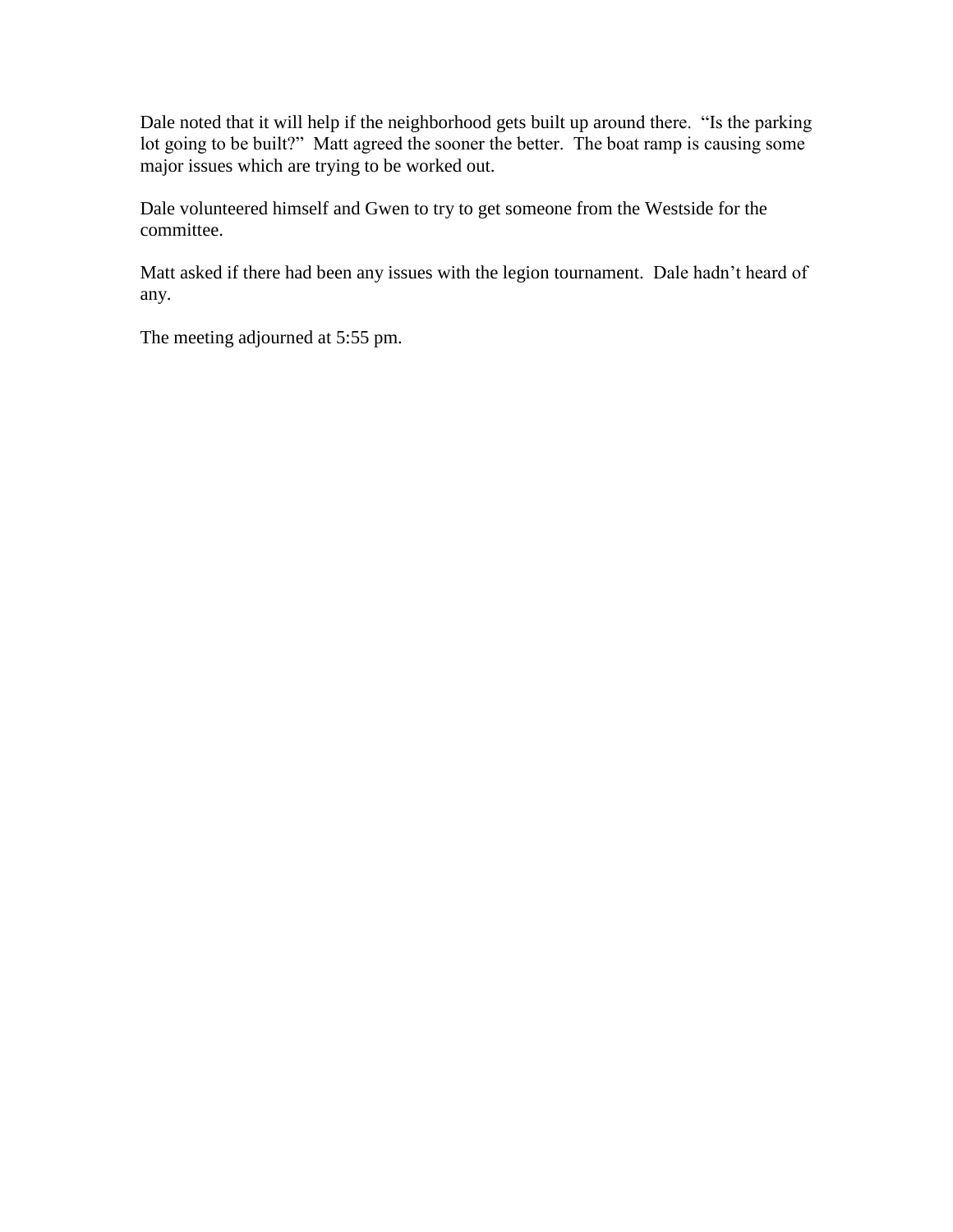Dale noted that it will help if the neighborhood gets built up around there. "Is the parking lot going to be built?" Matt agreed the sooner the better. The boat ramp is causing some major issues which are trying to be worked out.

Dale volunteered himself and Gwen to try to get someone from the Westside for the committee.

Matt asked if there had been any issues with the legion tournament. Dale hadn't heard of any.

The meeting adjourned at 5:55 pm.